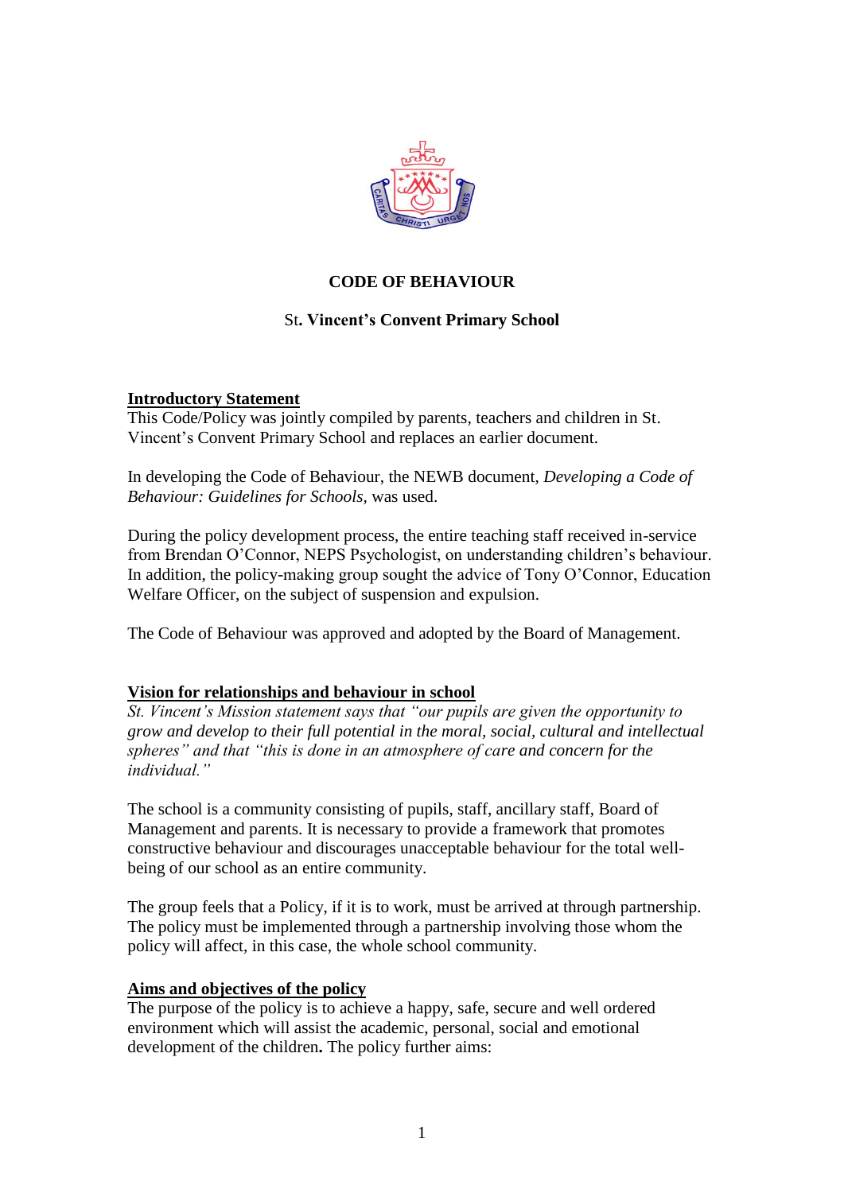# CODE OF BEHAVIOUR

## St. Vincent's Convent Primary School

**Introductory Statement**

This Code/Policy was jointly compiled by parents, teachers and children in St. Vincent's Convent Primary School and replaces an earlier document.

In developing the Code of Behaviour, the NEWB document, *Developing a Code of Behaviour: Guidelines for Schools*, was used.

During the policy development process, the entire teaching staff received in-service from Brendan O'Connor, NEPS Psychologist, on understanding children's behaviour. In addition, the policy-making group sought the advice of Tony O'Connor, Education Welfare Officer, on the subject of suspension and expulsion.

The Code of Behaviour was approved and adopted by the Board of Management.

**Vision for relationships and behaviour in school**

*St. Vincent's Mission statement says that "our pupils are given the opportunity to grow and develop to their full potential in the moral, social, cultural and intellectual spheres" and that "this is done in an atmosphere of care and concern for the individual."*

The school is a community consisting of pupils, staff, ancillary staff, Board of Management and parents. It is necessary to provide a framework that promotes constructive behaviour and discourages unacceptable behaviour for the total well-being of our school as an entire community.

The group feels that a Policy, if it is to work, must be arrived at through partnership. The policy must be implemented through a partnership involving those whom the policy will affect, in this case, the whole school community.

**Aims and objectives of the policy**

The purpose of the policy is to achieve a happy, safe, secure and well ordered environment which will assist the academic, personal, social and emotional development of the children**.** The policy further aims: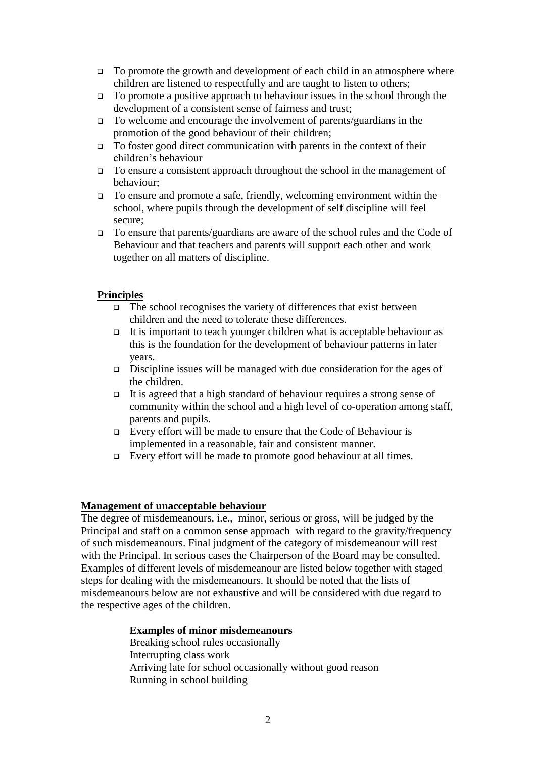- To promote the growth and development of each child in an atmosphere where children are listened to respectfully and are taught to listen to others;
- To promote a positive approach to behaviour issues in the school through the development of a consistent sense of fairness and trust;
- To welcome and encourage the involvement of parents/guardians in the promotion of the good behaviour of their children;
- To foster good direct communication with parents in the context of their children's behaviour
- To ensure a consistent approach throughout the school in the management of behaviour;
- To ensure and promote a safe, friendly, welcoming environment within the school, where pupils through the development of self discipline will feel secure;
- To ensure that parents/guardians are aware of the school rules and the Code of Behaviour and that teachers and parents will support each other and work together on all matters of discipline.

## Principles

- The school recognises the variety of differences that exist between children and the need to tolerate these differences.
- It is important to teach younger children what is acceptable behaviour as this is the foundation for the development of behaviour patterns in later years.
- Discipline issues will be managed with due consideration for the ages of the children.
- It is agreed that a high standard of behaviour requires a strong sense of community within the school and a high level of co-operation among staff, parents and pupils.
- Every effort will be made to ensure that the Code of Behaviour is implemented in a reasonable, fair and consistent manner.
- Every effort will be made to promote good behaviour at all times.

## Management of unacceptable behaviour

The degree of misdemeanours, i.e., minor, serious or gross, will be judged by the Principal and staff on a common sense approach with regard to the gravity/frequency of such misdemeanours. Final judgment of the category of misdemeanour will rest with the Principal. In serious cases the Chairperson of the Board may be consulted. Examples of different levels of misdemeanour are listed below together with staged steps for dealing with the misdemeanours. It should be noted that the lists of misdemeanours below are not exhaustive and will be considered with due regard to the respective ages of the children.

**Examples of minor misdemeanours**

Breaking school rules occasionally
Interrupting class work
Arriving late for school occasionally without good reason
Running in school building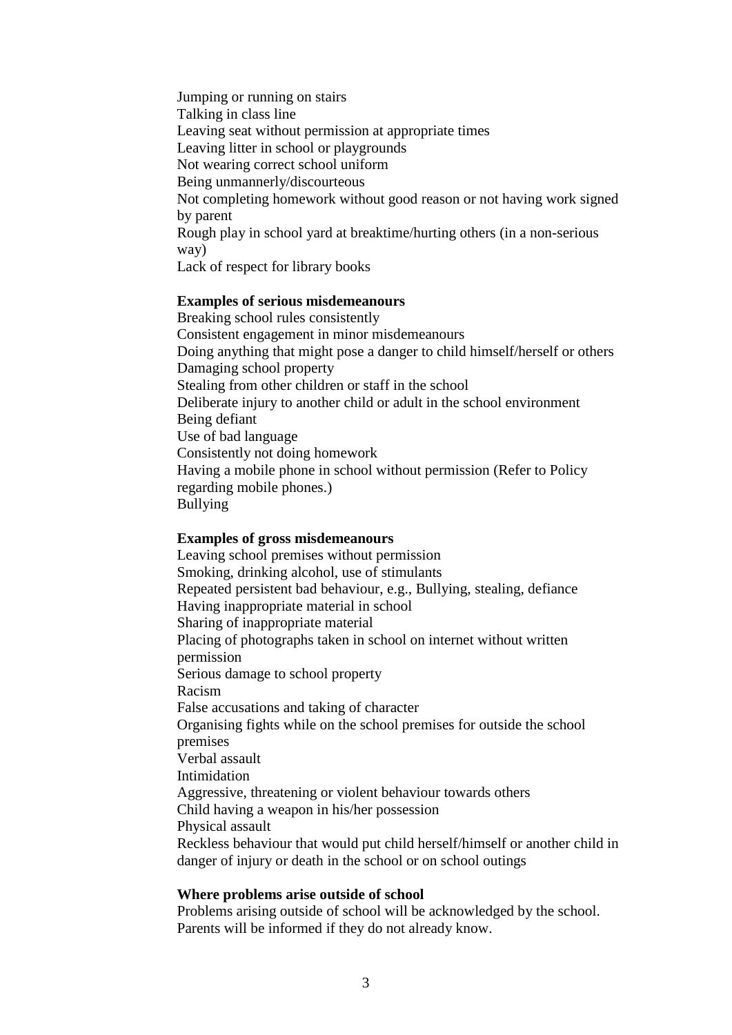Jumping or running on stairs
Talking in class line
Leaving seat without permission at appropriate times
Leaving litter in school or playgrounds
Not wearing correct school uniform
Being unmannerly/discourteous
Not completing homework without good reason or not having work signed by parent
Rough play in school yard at breaktime/hurting others (in a non-serious way)
Lack of respect for library books

**Examples of serious misdemeanours**

Breaking school rules consistently
Consistent engagement in minor misdemeanours
Doing anything that might pose a danger to child himself/herself or others
Damaging school property
Stealing from other children or staff in the school
Deliberate injury to another child or adult in the school environment
Being defiant
Use of bad language
Consistently not doing homework
Having a mobile phone in school without permission (Refer to Policy regarding mobile phones.)
Bullying

**Examples of gross misdemeanours**

Leaving school premises without permission
Smoking, drinking alcohol, use of stimulants
Repeated persistent bad behaviour, e.g., Bullying, stealing, defiance
Having inappropriate material in school
Sharing of inappropriate material
Placing of photographs taken in school on internet without written permission
Serious damage to school property
Racism
False accusations and taking of character
Organising fights while on the school premises for outside the school premises
Verbal assault
Intimidation
Aggressive, threatening or violent behaviour towards others
Child having a weapon in his/her possession
Physical assault
Reckless behaviour that would put child herself/himself or another child in danger of injury or death in the school or on school outings

**Where problems arise outside of school**

Problems arising outside of school will be acknowledged by the school. Parents will be informed if they do not already know.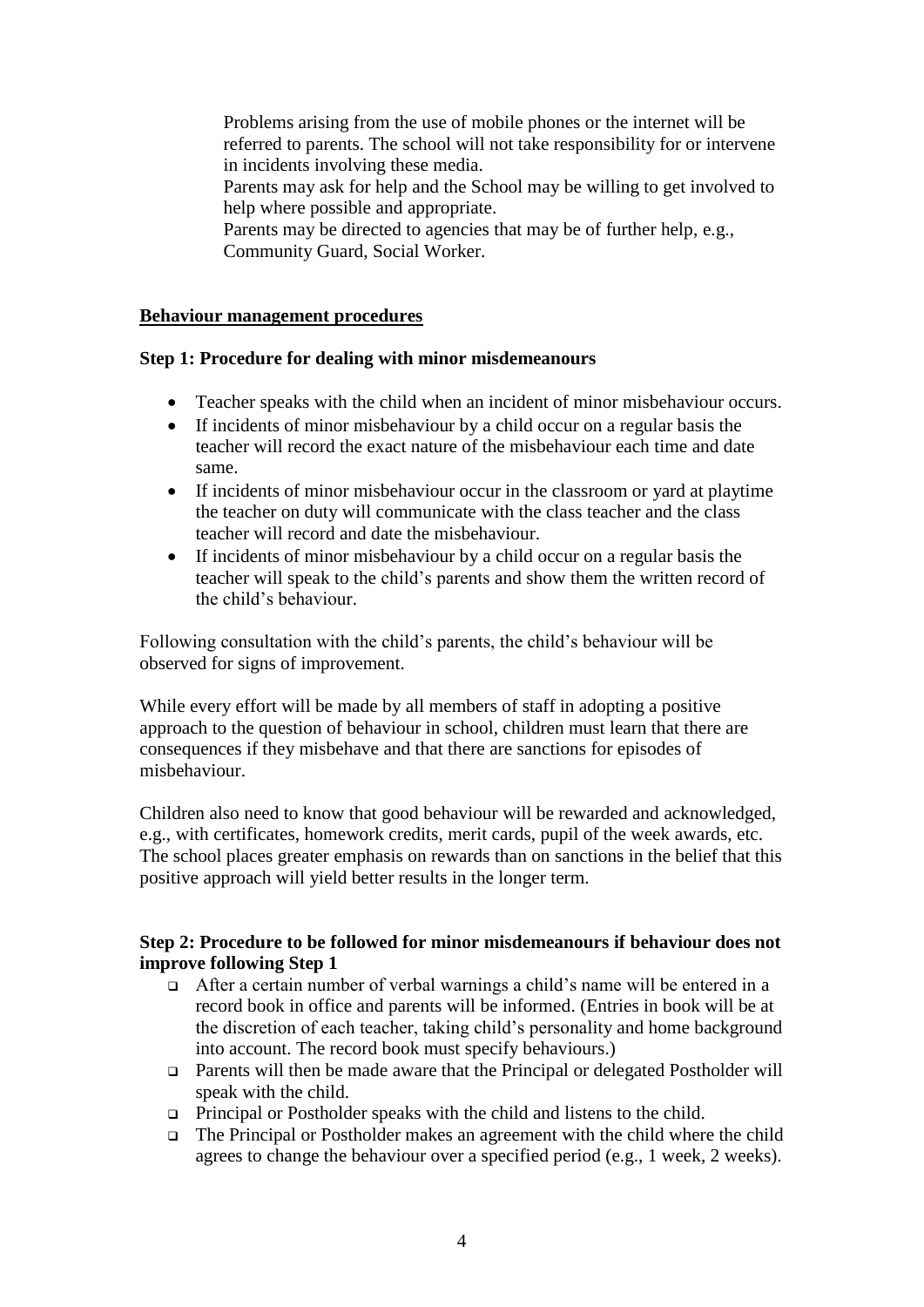Problems arising from the use of mobile phones or the internet will be referred to parents. The school will not take responsibility for or intervene in incidents involving these media.
Parents may ask for help and the School may be willing to get involved to help where possible and appropriate.
Parents may be directed to agencies that may be of further help, e.g., Community Guard, Social Worker.

## Behaviour management procedures

### Step 1: Procedure for dealing with minor misdemeanours

- Teacher speaks with the child when an incident of minor misbehaviour occurs.
- If incidents of minor misbehaviour by a child occur on a regular basis the teacher will record the exact nature of the misbehaviour each time and date same.
- If incidents of minor misbehaviour occur in the classroom or yard at playtime the teacher on duty will communicate with the class teacher and the class teacher will record and date the misbehaviour.
- If incidents of minor misbehaviour by a child occur on a regular basis the teacher will speak to the child's parents and show them the written record of the child's behaviour.

Following consultation with the child's parents, the child's behaviour will be observed for signs of improvement.

While every effort will be made by all members of staff in adopting a positive approach to the question of behaviour in school, children must learn that there are consequences if they misbehave and that there are sanctions for episodes of misbehaviour.

Children also need to know that good behaviour will be rewarded and acknowledged, e.g., with certificates, homework credits, merit cards, pupil of the week awards, etc. The school places greater emphasis on rewards than on sanctions in the belief that this positive approach will yield better results in the longer term.

### Step 2: Procedure to be followed for minor misdemeanours if behaviour does not improve following Step 1

- After a certain number of verbal warnings a child's name will be entered in a record book in office and parents will be informed. (Entries in book will be at the discretion of each teacher, taking child's personality and home background into account. The record book must specify behaviours.)
- Parents will then be made aware that the Principal or delegated Postholder will speak with the child.
- Principal or Postholder speaks with the child and listens to the child.
- The Principal or Postholder makes an agreement with the child where the child agrees to change the behaviour over a specified period (e.g., 1 week, 2 weeks).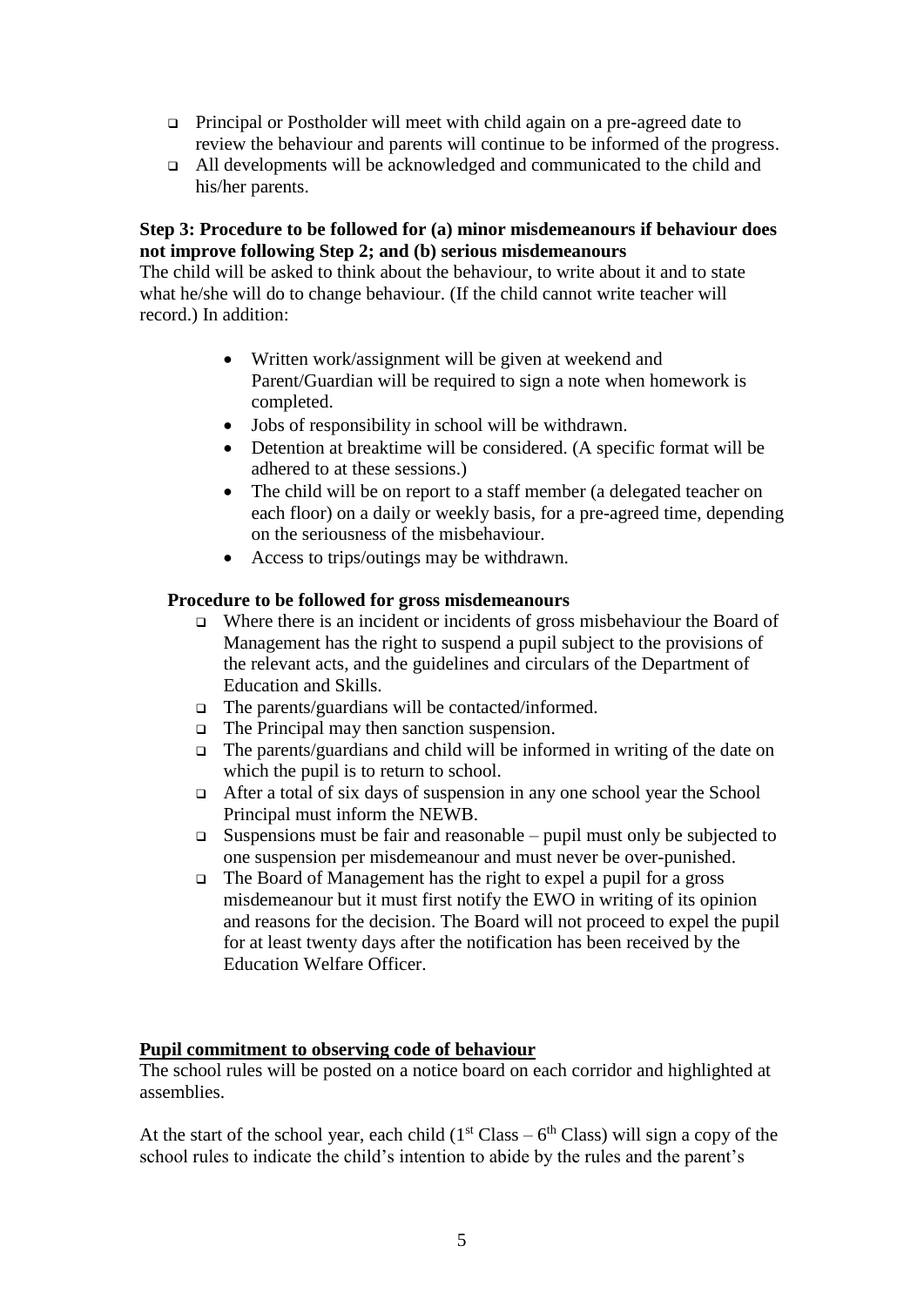- Principal or Postholder will meet with child again on a pre-agreed date to review the behaviour and parents will continue to be informed of the progress.
- All developments will be acknowledged and communicated to the child and his/her parents.

**Step 3: Procedure to be followed for (a) minor misdemeanours if behaviour does not improve following Step 2; and (b) serious misdemeanours**

The child will be asked to think about the behaviour, to write about it and to state what he/she will do to change behaviour. (If the child cannot write teacher will record.) In addition:

- Written work/assignment will be given at weekend and Parent/Guardian will be required to sign a note when homework is completed.
- Jobs of responsibility in school will be withdrawn.
- Detention at breaktime will be considered. (A specific format will be adhered to at these sessions.)
- The child will be on report to a staff member (a delegated teacher on each floor) on a daily or weekly basis, for a pre-agreed time, depending on the seriousness of the misbehaviour.
- Access to trips/outings may be withdrawn.

**Procedure to be followed for gross misdemeanours**

- Where there is an incident or incidents of gross misbehaviour the Board of Management has the right to suspend a pupil subject to the provisions of the relevant acts, and the guidelines and circulars of the Department of Education and Skills.
- The parents/guardians will be contacted/informed.
- The Principal may then sanction suspension.
- The parents/guardians and child will be informed in writing of the date on which the pupil is to return to school.
- After a total of six days of suspension in any one school year the School Principal must inform the NEWB.
- Suspensions must be fair and reasonable – pupil must only be subjected to one suspension per misdemeanour and must never be over-punished.
- The Board of Management has the right to expel a pupil for a gross misdemeanour but it must first notify the EWO in writing of its opinion and reasons for the decision. The Board will not proceed to expel the pupil for at least twenty days after the notification has been received by the Education Welfare Officer.

**Pupil commitment to observing code of behaviour**

The school rules will be posted on a notice board on each corridor and highlighted at assemblies.

At the start of the school year, each child (1st Class – 6th Class) will sign a copy of the school rules to indicate the child's intention to abide by the rules and the parent's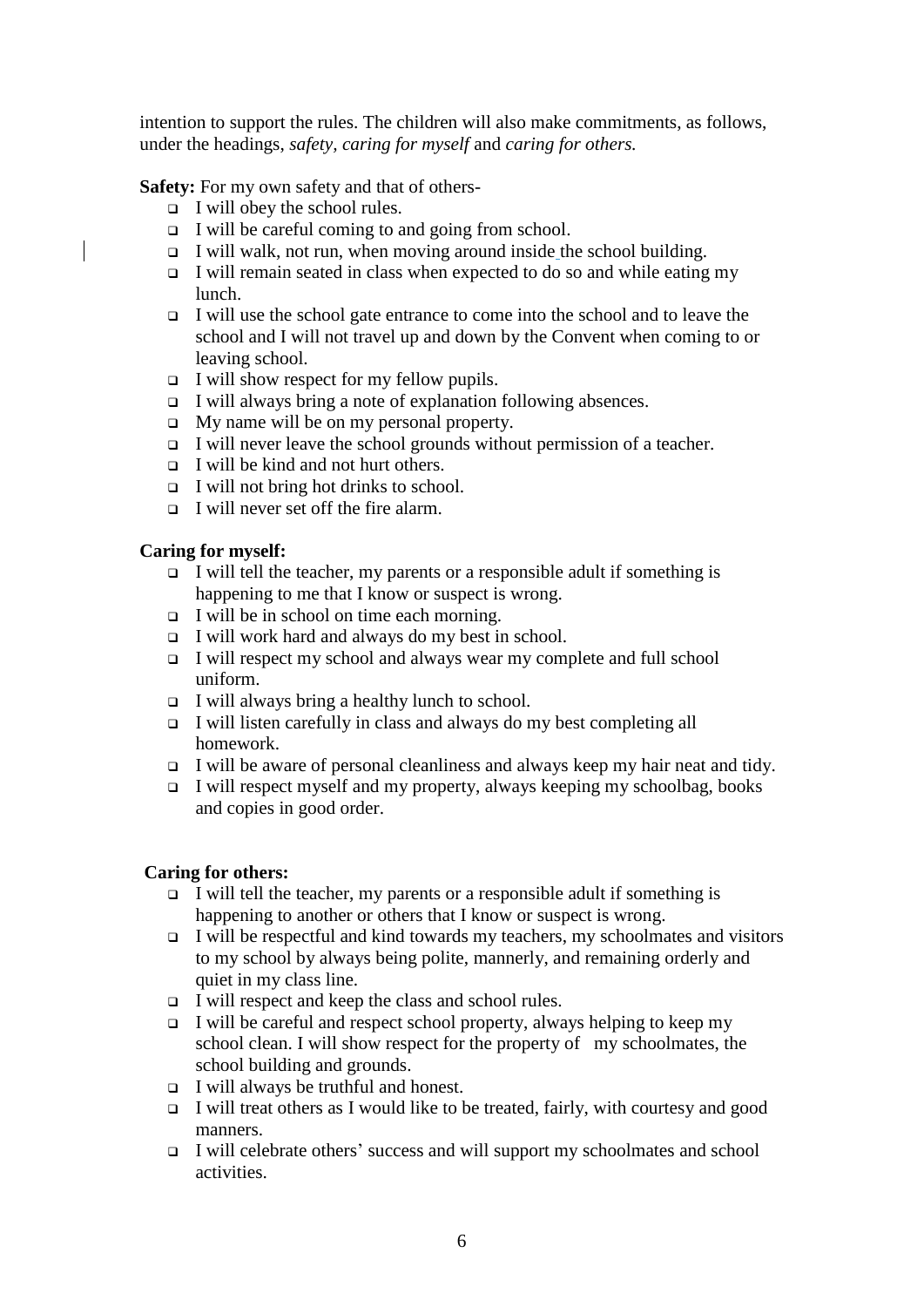intention to support the rules. The children will also make commitments, as follows, under the headings, *safety, caring for myself* and *caring for others.*

**Safety:** For my own safety and that of others-

- I will obey the school rules.
- I will be careful coming to and going from school.
- I will walk, not run, when moving around inside the school building.
- I will remain seated in class when expected to do so and while eating my lunch.
- I will use the school gate entrance to come into the school and to leave the school and I will not travel up and down by the Convent when coming to or leaving school.
- I will show respect for my fellow pupils.
- I will always bring a note of explanation following absences.
- My name will be on my personal property.
- I will never leave the school grounds without permission of a teacher.
- I will be kind and not hurt others.
- I will not bring hot drinks to school.
- I will never set off the fire alarm.

**Caring for myself:**

- I will tell the teacher, my parents or a responsible adult if something is happening to me that I know or suspect is wrong.
- I will be in school on time each morning.
- I will work hard and always do my best in school.
- I will respect my school and always wear my complete and full school uniform.
- I will always bring a healthy lunch to school.
- I will listen carefully in class and always do my best completing all homework.
- I will be aware of personal cleanliness and always keep my hair neat and tidy.
- I will respect myself and my property, always keeping my schoolbag, books and copies in good order.

**Caring for others:**

- I will tell the teacher, my parents or a responsible adult if something is happening to another or others that I know or suspect is wrong.
- I will be respectful and kind towards my teachers, my schoolmates and visitors to my school by always being polite, mannerly, and remaining orderly and quiet in my class line.
- I will respect and keep the class and school rules.
- I will be careful and respect school property, always helping to keep my school clean. I will show respect for the property of my schoolmates, the school building and grounds.
- I will always be truthful and honest.
- I will treat others as I would like to be treated, fairly, with courtesy and good manners.
- I will celebrate others' success and will support my schoolmates and school activities.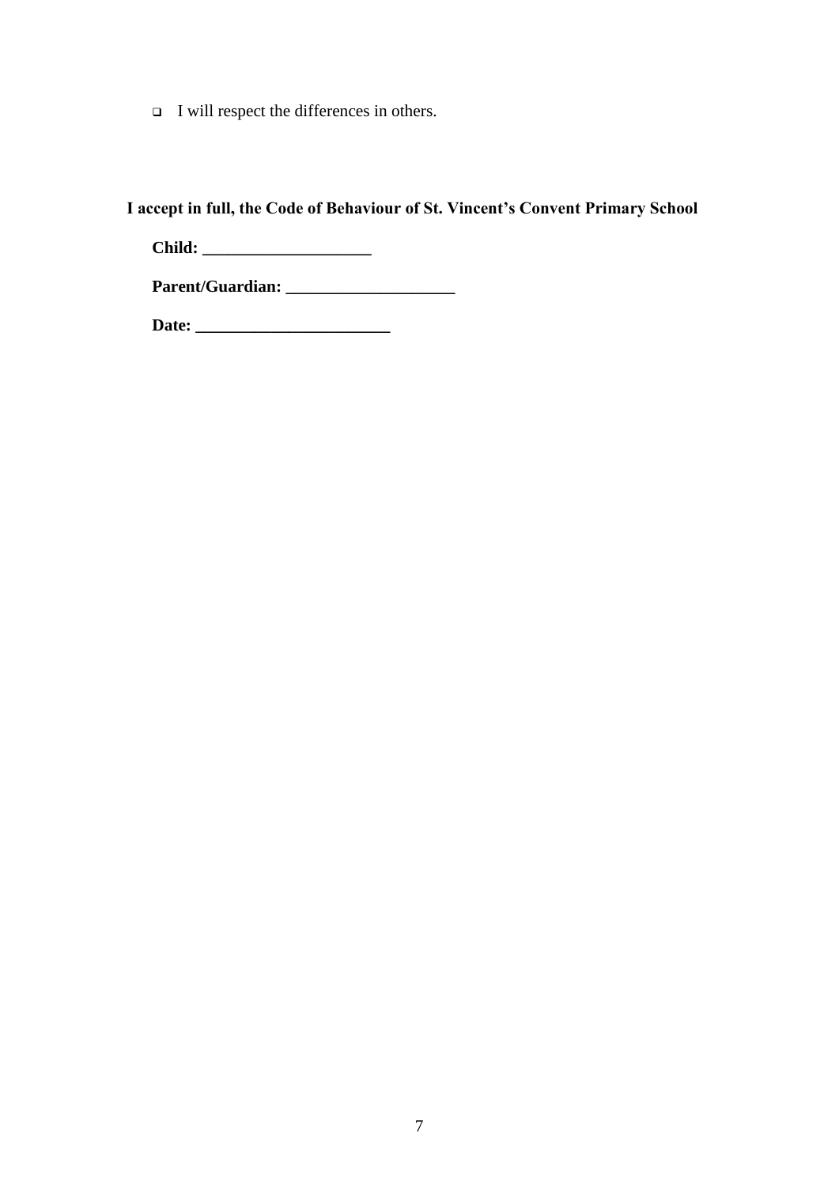- I will respect the differences in others.

**I accept in full, the Code of Behaviour of St. Vincent's Convent Primary School**

**Child: ____________________**

**Parent/Guardian: ____________________**

**Date: _______________________**